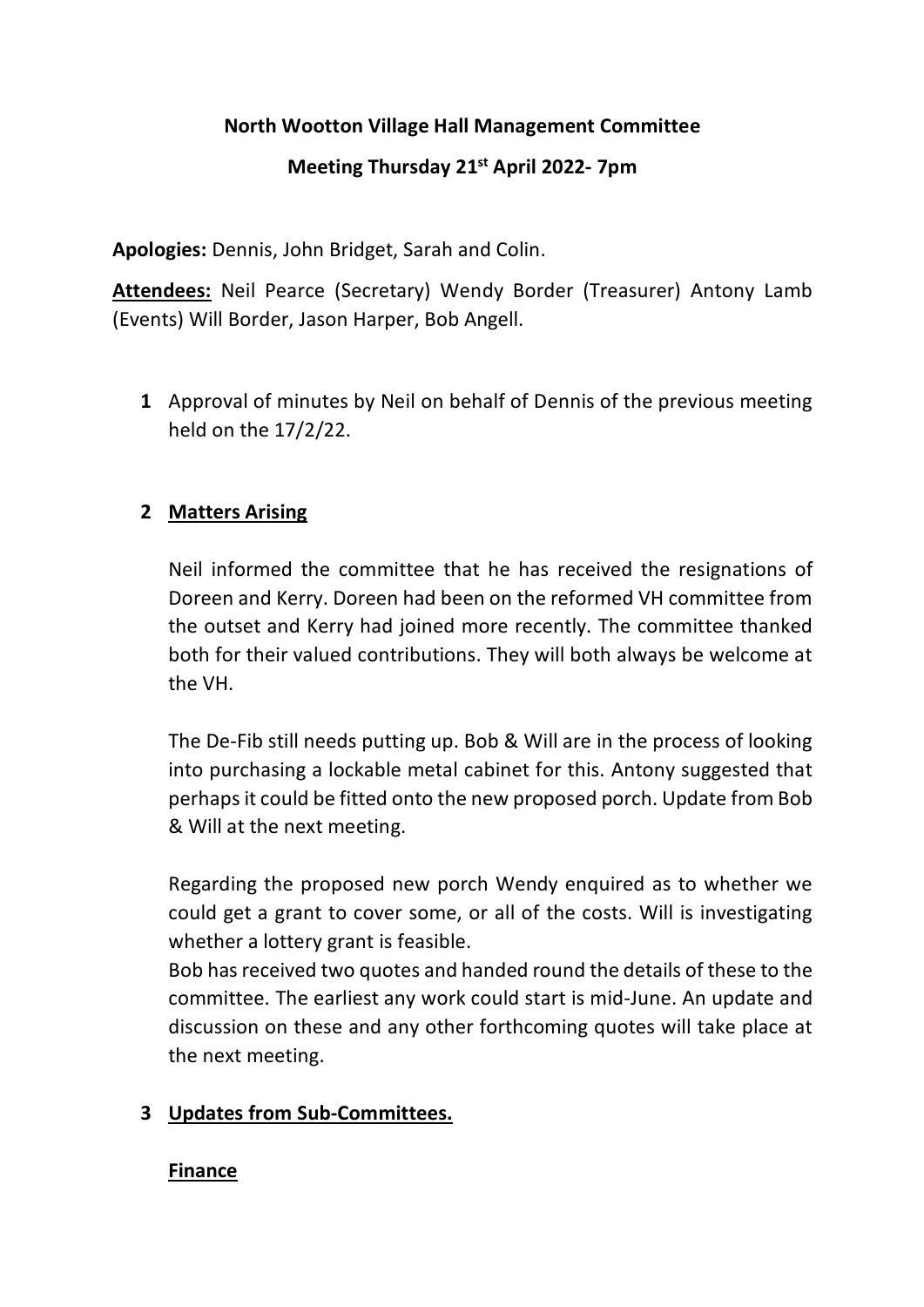**North Wootton Village Hall Management Committee**

**Meeting Thursday 21st April 2022- 7pm**

**Apologies:** Dennis, John Bridget, Sarah and Colin.

**<u>Attendees:</u>** Neil Pearce (Secretary) Wendy Border (Treasurer) Antony Lamb (Events) Will Border, Jason Harper, Bob Angell.

**1** Approval of minutes by Neil on behalf of Dennis of the previous meeting held on the 17/2/22.

**2 <u>Matters Arising</u>**

Neil informed the committee that he has received the resignations of Doreen and Kerry. Doreen had been on the reformed VH committee from the outset and Kerry had joined more recently. The committee thanked both for their valued contributions. They will both always be welcome at the VH.

The De-Fib still needs putting up. Bob & Will are in the process of looking into purchasing a lockable metal cabinet for this. Antony suggested that perhaps it could be fitted onto the new proposed porch. Update from Bob & Will at the next meeting.

Regarding the proposed new porch Wendy enquired as to whether we could get a grant to cover some, or all of the costs. Will is investigating whether a lottery grant is feasible.
Bob has received two quotes and handed round the details of these to the committee. The earliest any work could start is mid-June. An update and discussion on these and any other forthcoming quotes will take place at the next meeting.

**3 <u>Updates from Sub-Committees.</u>**

**<u>Finance</u>**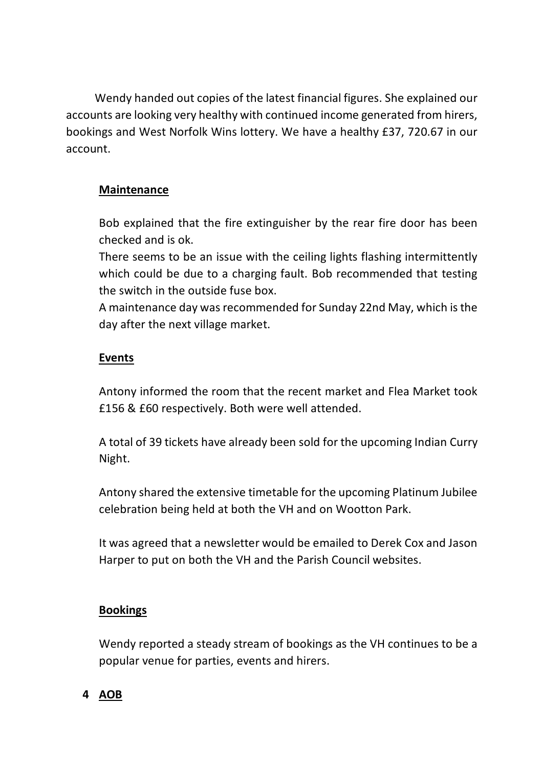Wendy handed out copies of the latest financial figures. She explained our accounts are looking very healthy with continued income generated from hirers, bookings and West Norfolk Wins lottery. We have a healthy £37, 720.67 in our account.

**Maintenance**

Bob explained that the fire extinguisher by the rear fire door has been checked and is ok.
There seems to be an issue with the ceiling lights flashing intermittently which could be due to a charging fault. Bob recommended that testing the switch in the outside fuse box.
A maintenance day was recommended for Sunday 22nd May, which is the day after the next village market.

**Events**

Antony informed the room that the recent market and Flea Market took £156 & £60 respectively. Both were well attended.

A total of 39 tickets have already been sold for the upcoming Indian Curry Night.

Antony shared the extensive timetable for the upcoming Platinum Jubilee celebration being held at both the VH and on Wootton Park.

It was agreed that a newsletter would be emailed to Derek Cox and Jason Harper to put on both the VH and the Parish Council websites.

**Bookings**

Wendy reported a steady stream of bookings as the VH continues to be a popular venue for parties, events and hirers.

**4 AOB**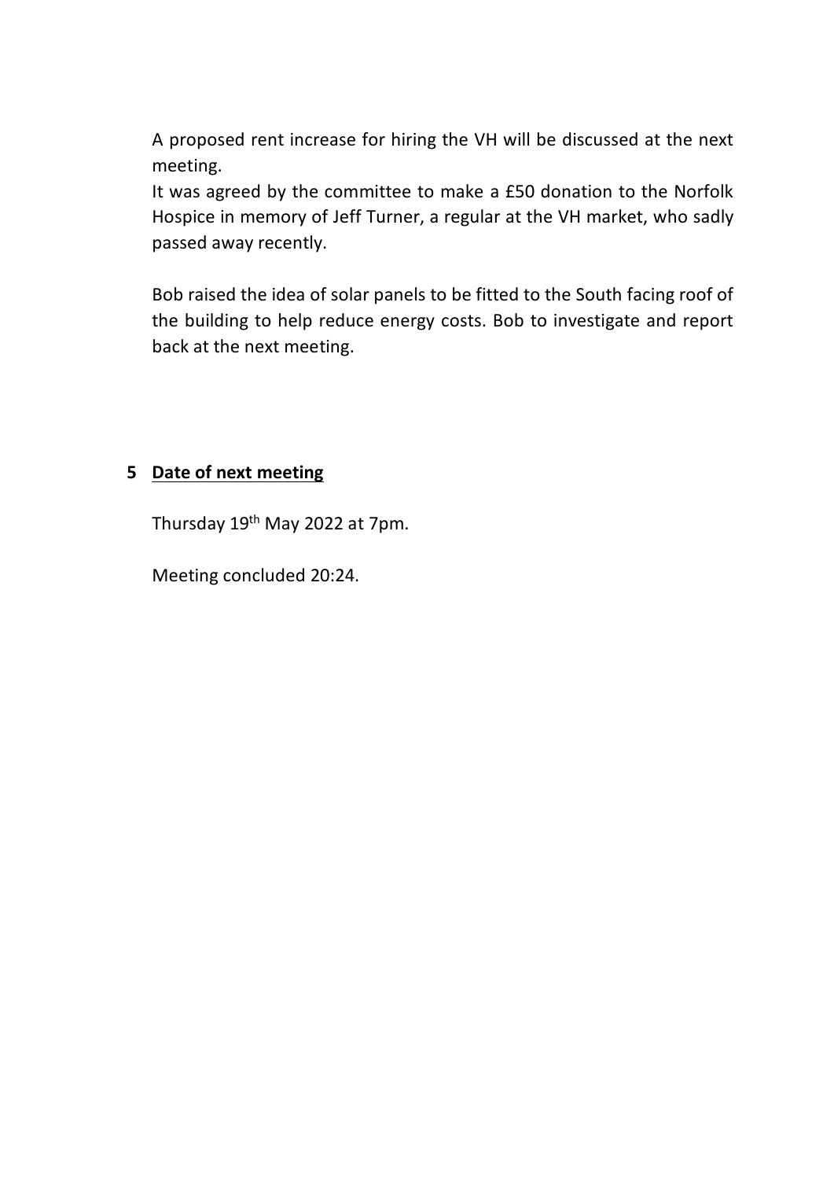A proposed rent increase for hiring the VH will be discussed at the next meeting.
It was agreed by the committee to make a £50 donation to the Norfolk Hospice in memory of Jeff Turner, a regular at the VH market, who sadly passed away recently.

Bob raised the idea of solar panels to be fitted to the South facing roof of the building to help reduce energy costs. Bob to investigate and report back at the next meeting.

## 5 Date of next meeting

Thursday 19th May 2022 at 7pm.

Meeting concluded 20:24.